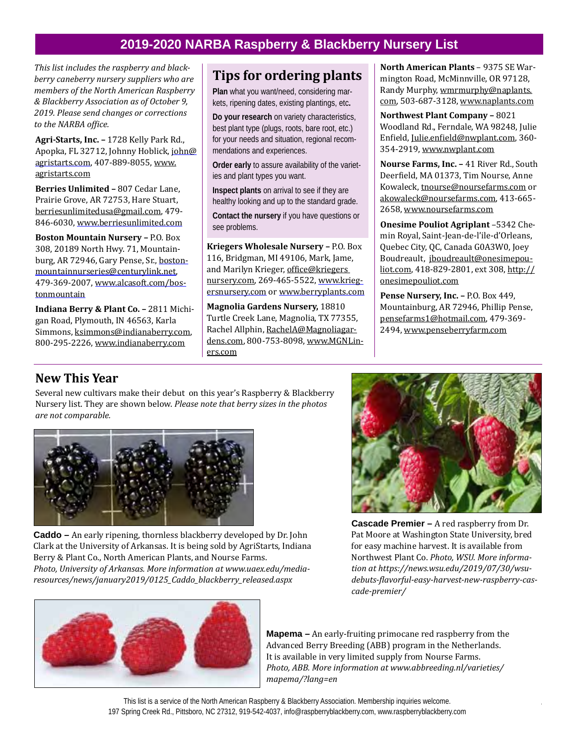# 2019-2020 NARBA Raspberry & Blackberry Nursery List

*This list includes the raspberry and blackberry caneberry nursery suppliers who are members of the North American Raspberry & Blackberry Association as of October 9, 2019. Please send changes or corrections to the NARBA office.*

**Agri-Starts, Inc. –** 1728 Kelly Park Rd., Apopka, FL 32712, Johnny Hoblick, john@agristarts.com, 407-889-8055, www.agristarts.com

**Berries Unlimited –** 807 Cedar Lane, Prairie Grove, AR 72753, Hare Stuart, berriesunlimitedusa@gmail.com, 479-846-6030, www.berriesunlimited.com

**Boston Mountain Nursery –** P.O. Box 308, 20189 North Hwy. 71, Mountainburg, AR 72946, Gary Pense, Sr., bostonmountainnurseries@centurylink.net, 479-369-2007, www.alcasoft.com/bostonmountain

**Indiana Berry & Plant Co. –** 2811 Michigan Road, Plymouth, IN 46563, Karla Simmons, ksimmons@indianaberry.com, 800-295-2226, www.indianaberry.com

## Tips for ordering plants

**Plan** what you want/need, considering markets, ripening dates, existing plantings, etc**.**

**Do your research** on variety characteristics, best plant type (plugs, roots, bare root, etc.) for your needs and situation, regional recommendations and experiences.

**Order early** to assure availability of the varieties and plant types you want.

**Inspect plants** on arrival to see if they are healthy looking and up to the standard grade.

**Contact the nursery** if you have questions or see problems.

**Kriegers Wholesale Nursery –** P.O. Box 116, Bridgman, MI 49106, Mark, Jame, and Marilyn Krieger, office@kriegersnursery.com, 269-465-5522, www.kriegersnursery.com or www.berryplants.com

**Magnolia Gardens Nursery,** 18810 Turtle Creek Lane, Magnolia, TX 77355, Rachel Allphin, RachelA@Magnoliagardens.com, 800-753-8098, www.MGNLiners.com

**North American Plants** – 9375 SE Warmington Road, McMinnville, OR 97128, Randy Murphy, wmrmurphy@naplants.com, 503-687-3128, www.naplants.com

**Northwest Plant Company –** 8021 Woodland Rd., Ferndale, WA 98248, Julie Enfield, Julie.enfield@nwplant.com, 360-354-2919, www.nwplant.com

**Nourse Farms, Inc. –** 41 River Rd., South Deerfield, MA 01373, Tim Nourse, Anne Kowaleck, tnourse@noursefarms.com or akowaleck@noursefarms.com, 413-665-2658, www.noursefarms.com

**Onesime Pouliot Agriplant** –5342 Chemin Royal, Saint-Jean-de-l'ile-d'Orleans, Quebec City, QC, Canada G0A3W0, Joey Boudreault, jboudreault@onesimepouliot.com, 418-829-2801, ext 308, http://onesimepouliot.com

**Pense Nursery, Inc. –** P.O. Box 449, Mountainburg, AR 72946, Phillip Pense, pensefarms1@hotmail.com, 479-369-2494, www.penseberryfarm.com

## New This Year

Several new cultivars make their debut on this year's Raspberry & Blackberry Nursery list. They are shown below. *Please note that berry sizes in the photos are not comparable.*

**Caddo –** An early ripening, thornless blackberry developed by Dr. John Clark at the University of Arkansas. It is being sold by AgriStarts, Indiana Berry & Plant Co., North American Plants, and Nourse Farms. *Photo, University of Arkansas. More information at www.uaex.edu/media-resources/news/january2019/0125_Caddo_blackberry_released.aspx*

**Cascade Premier –** A red raspberry from Dr. Pat Moore at Washington State University, bred for easy machine harvest. It is available from Northwest Plant Co. *Photo, WSU. More information at https://news.wsu.edu/2019/07/30/wsu-debuts-flavorful-easy-harvest-new-raspberry-cascade-premier/*

**Mapema –** An early-fruiting primocane red raspberry from the Advanced Berry Breeding (ABB) program in the Netherlands. It is available in very limited supply from Nourse Farms. *Photo, ABB. More information at www.abbreeding.nl/varieties/mapema/?lang=en*

This list is a service of the North American Raspberry & Blackberry Association. Membership inquiries welcome.
197 Spring Creek Rd., Pittsboro, NC 27312, 919-542-4037, info@raspberryblackberry.com, www.raspberryblackberry.com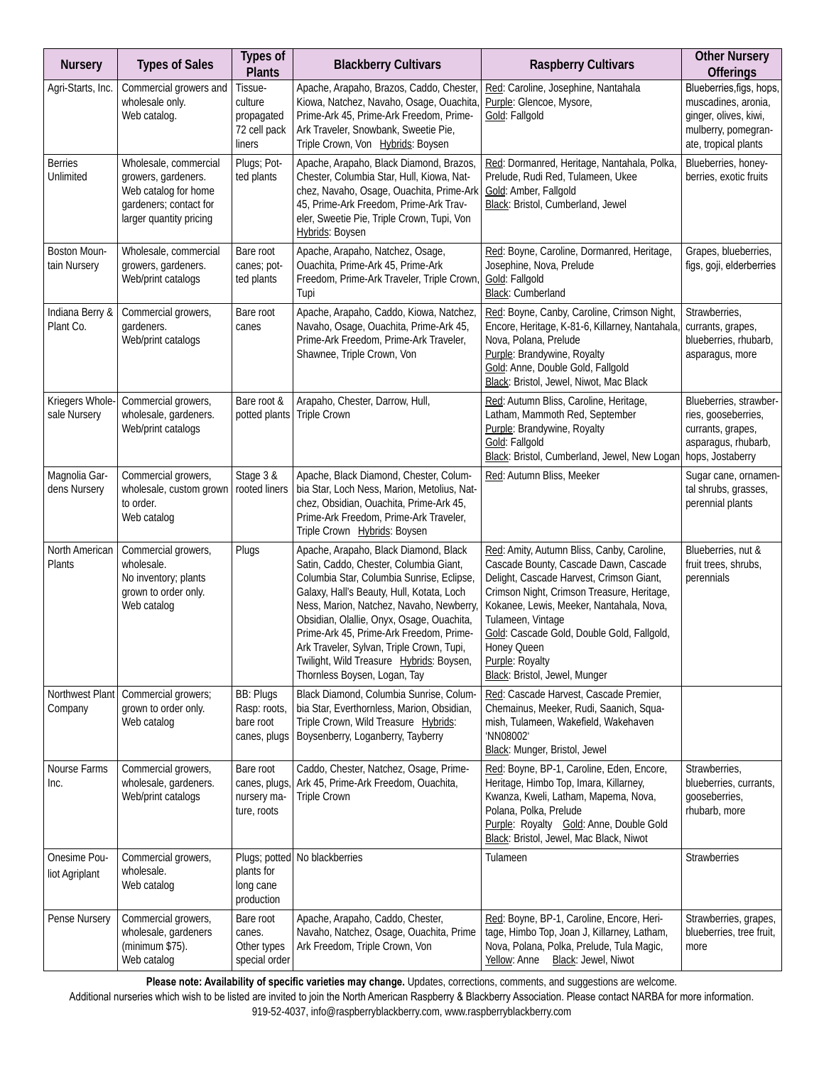| Nursery | Types of Sales | Types of Plants | Blackberry Cultivars | Raspberry Cultivars | Other Nursery Offerings |
|---|---|---|---|---|---|
| Agri-Starts, Inc. | Commercial growers and wholesale only. Web catalog. | Tissue-culture propagated 72 cell pack liners | Apache, Arapaho, Brazos, Caddo, Chester, Kiowa, Natchez, Navaho, Osage, Ouachita, Prime-Ark 45, Prime-Ark Freedom, Prime-Ark Traveler, Snowbank, Sweetie Pie, Triple Crown, Von Hybrids: Boysen | Red: Caroline, Josephine, Nantahala Purple: Glencoe, Mysore, Gold: Fallgold | Blueberries,figs, hops, muscadines, aronia, ginger, olives, kiwi, mulberry, pomegranate, tropical plants |
| Berries Unlimited | Wholesale, commercial growers, gardeners. Web catalog for home gardeners; contact for larger quantity pricing | Plugs; Potted plants | Apache, Arapaho, Black Diamond, Brazos, Chester, Columbia Star, Hull, Kiowa, Natchez, Navaho, Osage, Ouachita, Prime-Ark 45, Prime-Ark Freedom, Prime-Ark Traveler, Sweetie Pie, Triple Crown, Tupi, Von Hybrids: Boysen | Red: Dormanred, Heritage, Nantahala, Polka, Prelude, Rudi Red, Tulameen, Ukee Gold: Amber, Fallgold Black: Bristol, Cumberland, Jewel | Blueberries, honeyberries, exotic fruits |
| Boston Mountain Nursery | Wholesale, commercial growers, gardeners. Web/print catalogs | Bare root canes; potted plants | Apache, Arapaho, Natchez, Osage, Ouachita, Prime-Ark 45, Prime-Ark Freedom, Prime-Ark Traveler, Triple Crown, Tupi | Red: Boyne, Caroline, Dormanred, Heritage, Josephine, Nova, Prelude Gold: Fallgold Black: Cumberland | Grapes, blueberries, figs, goji, elderberries |
| Indiana Berry & Plant Co. | Commercial growers, gardeners. Web/print catalogs | Bare root canes | Apache, Arapaho, Caddo, Kiowa, Natchez, Navaho, Osage, Ouachita, Prime-Ark 45, Prime-Ark Freedom, Prime-Ark Traveler, Shawnee, Triple Crown, Von | Red: Boyne, Canby, Caroline, Crimson Night, Encore, Heritage, K-81-6, Killarney, Nantahala, Nova, Polana, Prelude Purple: Brandywine, Royalty Gold: Anne, Double Gold, Fallgold Black: Bristol, Jewel, Niwot, Mac Black | Strawberries, currants, grapes, blueberries, rhubarb, asparagus, more |
| Kriegers Wholesale Nursery | Commercial growers, wholesale, gardeners. Web/print catalogs | Bare root & potted plants | Arapaho, Chester, Darrow, Hull, Triple Crown | Red: Autumn Bliss, Caroline, Heritage, Latham, Mammoth Red, September Purple: Brandywine, Royalty Gold: Fallgold Black: Bristol, Cumberland, Jewel, New Logan | Blueberries, strawberries, gooseberries, currants, grapes, asparagus, rhubarb, hops, Jostaberry |
| Magnolia Gardens Nursery | Commercial growers, wholesale, custom grown to order. Web catalog | Stage 3 & rooted liners | Apache, Black Diamond, Chester, Columbia Star, Loch Ness, Marion, Metolius, Natchez, Obsidian, Ouachita, Prime-Ark 45, Prime-Ark Freedom, Prime-Ark Traveler, Triple Crown Hybrids: Boysen | Red: Autumn Bliss, Meeker | Sugar cane, ornamental shrubs, grasses, perennial plants |
| North American Plants | Commercial growers, wholesale. No inventory; plants grown to order only. Web catalog | Plugs | Apache, Arapaho, Black Diamond, Black Satin, Caddo, Chester, Columbia Giant, Columbia Star, Columbia Sunrise, Eclipse, Galaxy, Hall's Beauty, Hull, Kotata, Loch Ness, Marion, Natchez, Navaho, Newberry, Obsidian, Olallie, Onyx, Osage, Ouachita, Prime-Ark 45, Prime-Ark Freedom, Prime-Ark Traveler, Sylvan, Triple Crown, Tupi, Twilight, Wild Treasure Hybrids: Boysen, Thornless Boysen, Logan, Tay | Red: Amity, Autumn Bliss, Canby, Caroline, Cascade Bounty, Cascade Dawn, Cascade Delight, Cascade Harvest, Crimson Giant, Crimson Night, Crimson Treasure, Heritage, Kokanee, Lewis, Meeker, Nantahala, Nova, Tulameen, Vintage Gold: Cascade Gold, Double Gold, Fallgold, Honey Queen Purple: Royalty Black: Bristol, Jewel, Munger | Blueberries, nut & fruit trees, shrubs, perennials |
| Northwest Plant Company | Commercial growers; grown to order only. Web catalog | BB: Plugs Rasp: roots, bare root canes, plugs | Black Diamond, Columbia Sunrise, Columbia Star, Everthornless, Marion, Obsidian, Triple Crown, Wild Treasure Hybrids: Boysenberry, Loganberry, Tayberry | Red: Cascade Harvest, Cascade Premier, Chemainus, Meeker, Rudi, Saanich, Squamish, Tulameen, Wakefield, Wakehaven 'NN08002' Black: Munger, Bristol, Jewel | |
| Nourse Farms Inc. | Commercial growers, wholesale, gardeners. Web/print catalogs | Bare root canes, plugs, nursery mature, roots | Caddo, Chester, Natchez, Osage, Prime-Ark 45, Prime-Ark Freedom, Ouachita, Triple Crown | Red: Boyne, BP-1, Caroline, Eden, Encore, Heritage, Himbo Top, Imara, Killarney, Kwanza, Kweli, Latham, Mapema, Nova, Polana, Polka, Prelude Purple: Royalty Gold: Anne, Double Gold Black: Bristol, Jewel, Mac Black, Niwot | Strawberries, blueberries, currants, gooseberries, rhubarb, more |
| Onesime Pouliot Agriplant | Commercial growers, wholesale. Web catalog | Plugs; potted plants for long cane production | No blackberries | Tulameen | Strawberries |
| Pense Nursery | Commercial growers, wholesale, gardeners (minimum $75). Web catalog | Bare root canes. Other types special order | Apache, Arapaho, Caddo, Chester, Navaho, Natchez, Osage, Ouachita, Prime Ark Freedom, Triple Crown, Von | Red: Boyne, BP-1, Caroline, Encore, Heritage, Himbo Top, Joan J, Killarney, Latham, Nova, Polana, Polka, Prelude, Tula Magic, Yellow: Anne Black: Jewel, Niwot | Strawberries, grapes, blueberries, tree fruit, more |

**Please note: Availability of specific varieties may change.** Updates, corrections, comments, and suggestions are welcome.
Additional nurseries which wish to be listed are invited to join the North American Raspberry & Blackberry Association. Please contact NARBA for more information.
919-52-4037, info@raspberryblackberry.com, www.raspberryblackberry.com